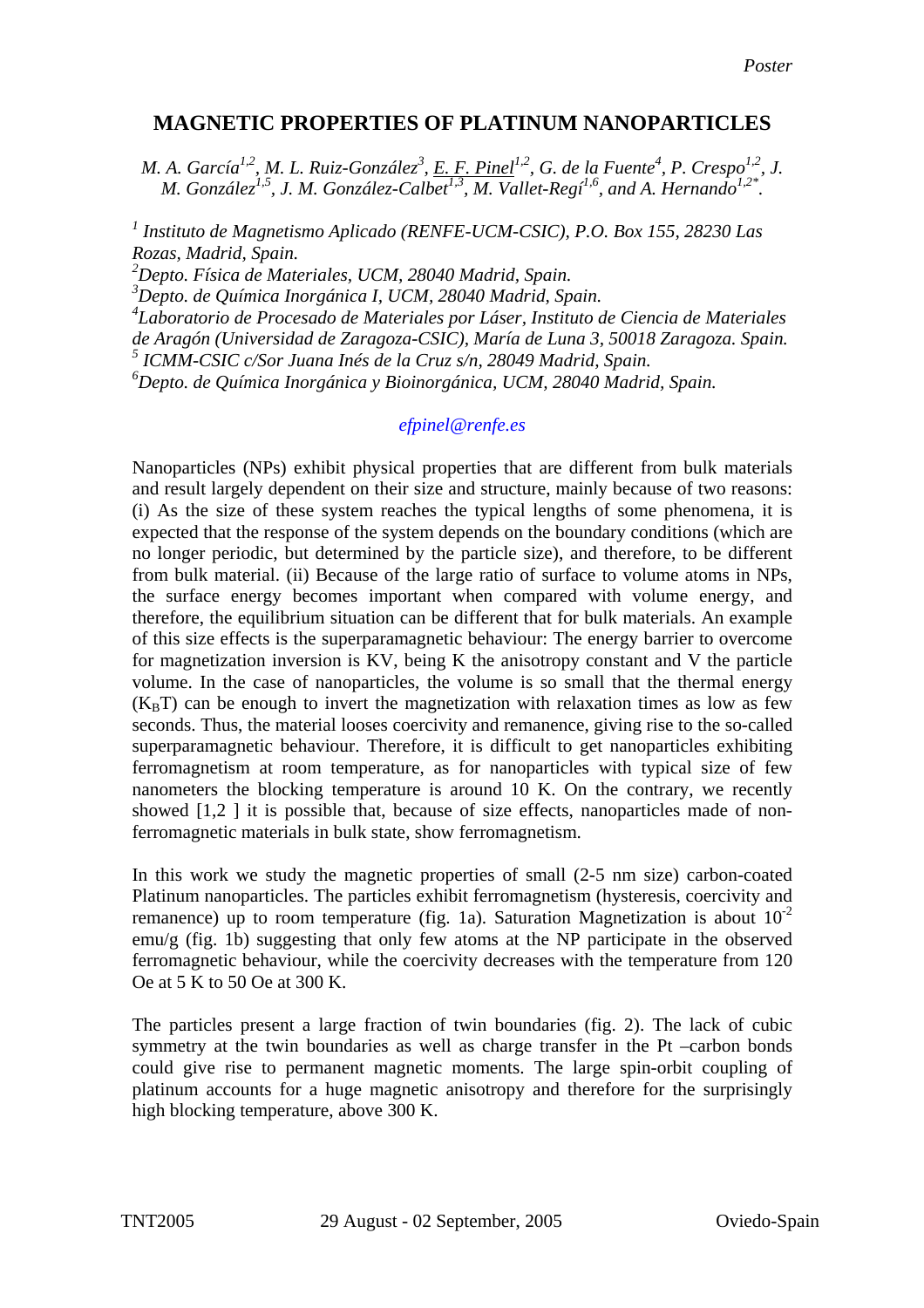# MAGNETIC PROPERTIES OF PLATINUM NANOPARTICLES

*M. A. García[1,2], M. L. Ruiz-González[3], E. F. Pinel[1,2], G. de la Fuente[4], P. Crespo[1,2], J. M. González[1,5], J. M. González-Calbet[1,3], M. Vallet-Regí[1,6], and A. Hernando[1,2*].*

*[1] Instituto de Magnetismo Aplicado (RENFE-UCM-CSIC), P.O. Box 155, 28230 Las Rozas, Madrid, Spain.*
*[2] Depto. Física de Materiales, UCM, 28040 Madrid, Spain.*
*[3] Depto. de Química Inorgánica I, UCM, 28040 Madrid, Spain.*
*[4] Laboratorio de Procesado de Materiales por Láser, Instituto de Ciencia de Materiales de Aragón (Universidad de Zaragoza-CSIC), María de Luna 3, 50018 Zaragoza. Spain.*
*[5] ICMM-CSIC c/Sor Juana Inés de la Cruz s/n, 28049 Madrid, Spain.*
*[6] Depto. de Química Inorgánica y Bioinorgánica, UCM, 28040 Madrid, Spain.*

*efpinel@renfe.es*

Nanoparticles (NPs) exhibit physical properties that are different from bulk materials and result largely dependent on their size and structure, mainly because of two reasons: (i) As the size of these system reaches the typical lengths of some phenomena, it is expected that the response of the system depends on the boundary conditions (which are no longer periodic, but determined by the particle size), and therefore, to be different from bulk material. (ii) Because of the large ratio of surface to volume atoms in NPs, the surface energy becomes important when compared with volume energy, and therefore, the equilibrium situation can be different that for bulk materials. An example of this size effects is the superparamagnetic behaviour: The energy barrier to overcome for magnetization inversion is KV, being K the anisotropy constant and V the particle volume. In the case of nanoparticles, the volume is so small that the thermal energy ($K_BT$) can be enough to invert the magnetization with relaxation times as low as few seconds. Thus, the material looses coercivity and remanence, giving rise to the so-called superparamagnetic behaviour. Therefore, it is difficult to get nanoparticles exhibiting ferromagnetism at room temperature, as for nanoparticles with typical size of few nanometers the blocking temperature is around 10 K. On the contrary, we recently showed [1,2 ] it is possible that, because of size effects, nanoparticles made of non-ferromagnetic materials in bulk state, show ferromagnetism.

In this work we study the magnetic properties of small (2-5 nm size) carbon-coated Platinum nanoparticles. The particles exhibit ferromagnetism (hysteresis, coercivity and remanence) up to room temperature (fig. 1a). Saturation Magnetization is about $10^{-2}$ emu/g (fig. 1b) suggesting that only few atoms at the NP participate in the observed ferromagnetic behaviour, while the coercivity decreases with the temperature from 120 Oe at 5 K to 50 Oe at 300 K.

The particles present a large fraction of twin boundaries (fig. 2). The lack of cubic symmetry at the twin boundaries as well as charge transfer in the Pt –carbon bonds could give rise to permanent magnetic moments. The large spin-orbit coupling of platinum accounts for a huge magnetic anisotropy and therefore for the surprisingly high blocking temperature, above 300 K.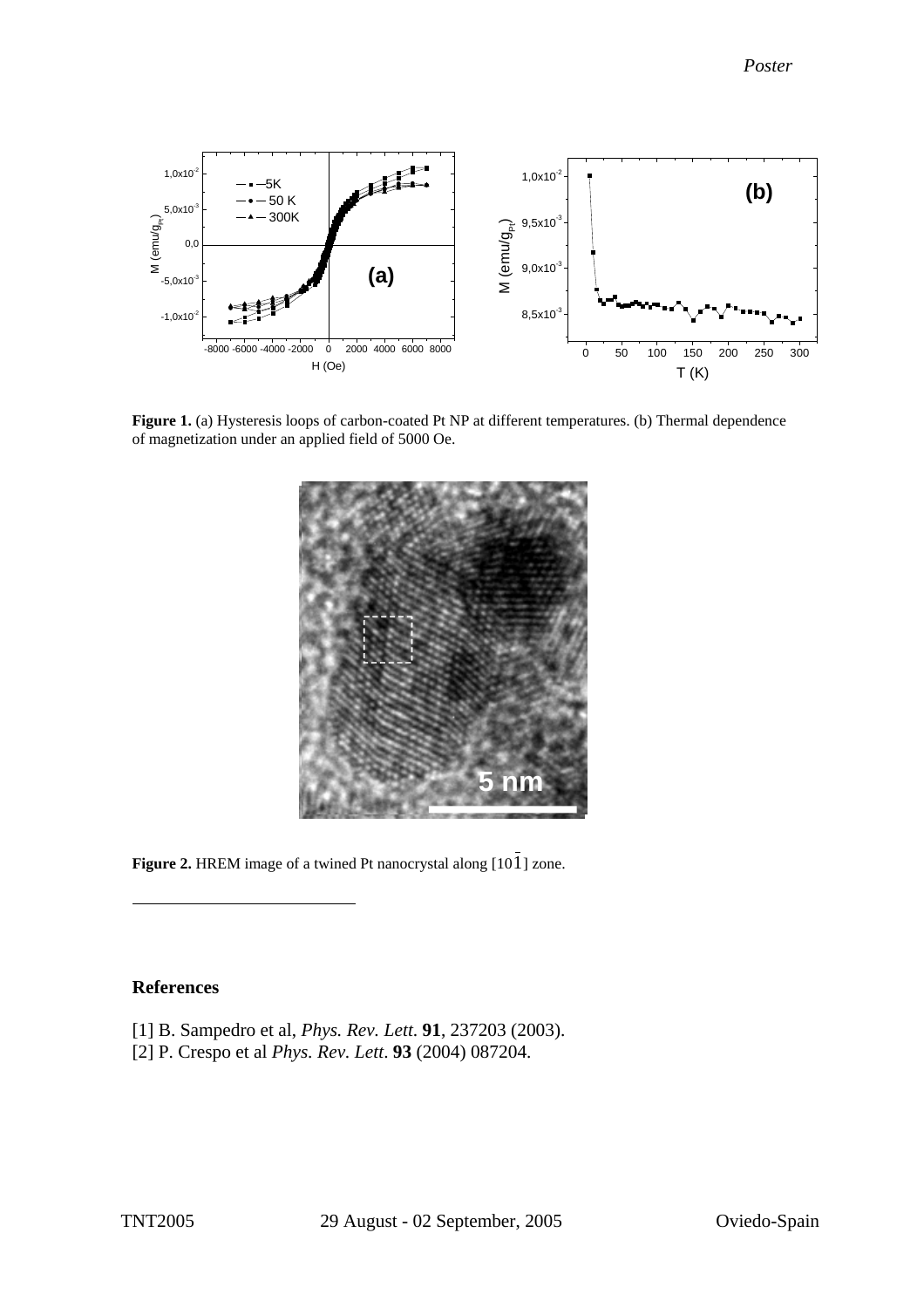(a)

M (emu/g$_{Pt}$)

1,0x10$^{-2}$

5,0x10$^{-3}$

0,0

-5,0x10$^{-3}$

-1,0x10$^{-2}$

-8000 -6000 -4000 -2000 0 2000 4000 6000 8000

H (Oe)

5K

50 K

300K

(b)

M (emu/g$_{Pt}$)

1,0x10$^{-2}$

9,5x10$^{-3}$

9,0x10$^{-3}$

8,5x10$^{-3}$

0 50 100 150 200 250 300

T (K)

**Figure 1.** (a) Hysteresis loops of carbon-coated Pt NP at different temperatures. (b) Thermal dependence of magnetization under an applied field of 5000 Oe.

5 nm

**Figure 2.** HREM image of a twined Pt nanocrystal along [10$\bar{1}$] zone.

## References

[1] B. Sampedro et al, *Phys. Rev. Lett.* **91**, 237203 (2003).
[2] P. Crespo et al *Phys. Rev. Lett*. **93** (2004) 087204.